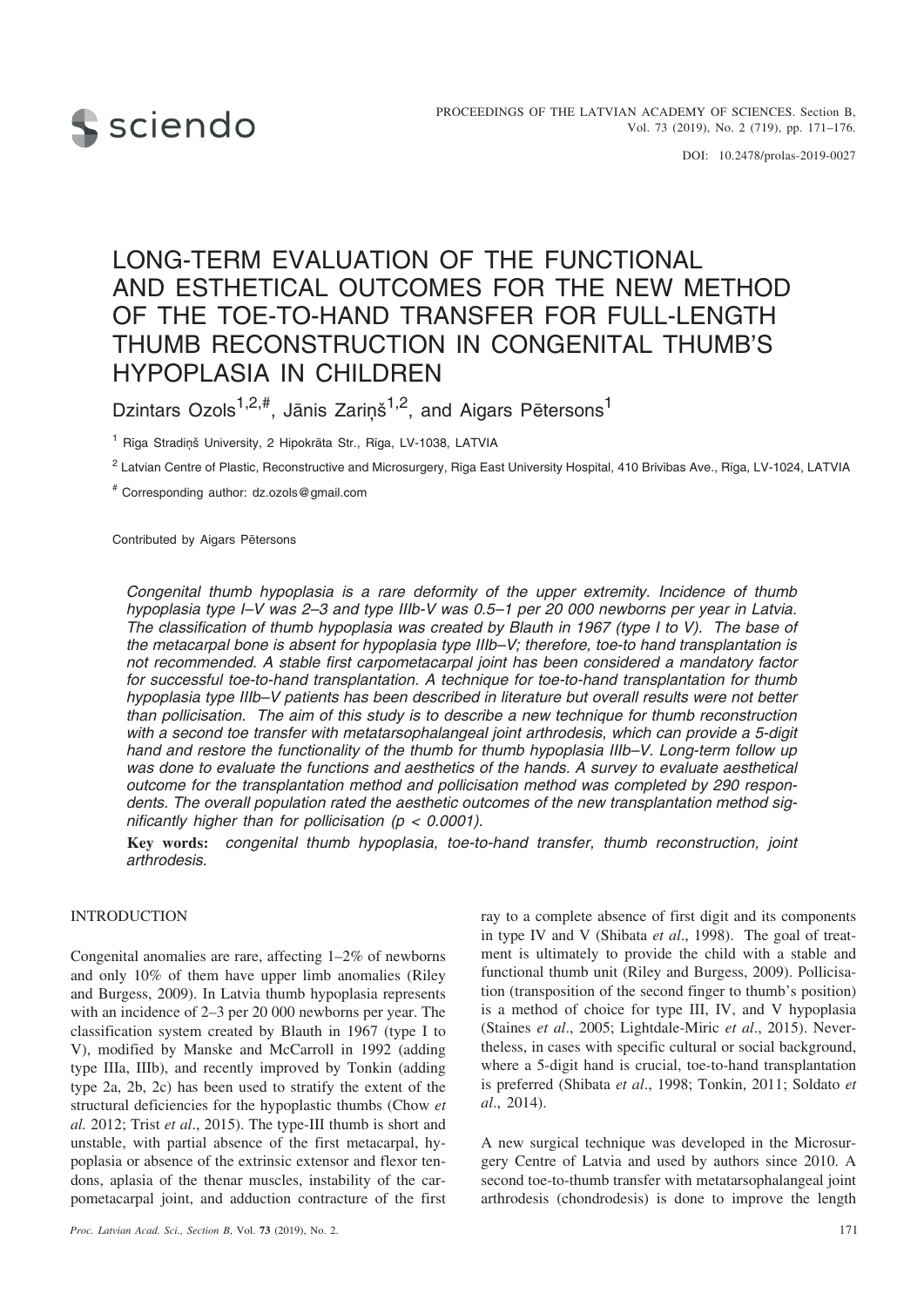DOI: 10.2478/prolas-2019-0027

# LONG-TERM EVALUATION OF THE FUNCTIONAL AND ESTHETICAL OUTCOMES FOR THE NEW METHOD OF THE TOE-TO-HAND TRANSFER FOR FULL-LENGTH THUMB RECONSTRUCTION IN CONGENITAL THUMB'S HYPOPLASIA IN CHILDREN

Dzintars Ozols[1,2,#], Jānis Zariņš[1,2], and Aigars Pētersons[1]

[1] Rīga Stradiņš University, 2 Hipokrāta Str., Rīga, LV-1038, LATVIA

[2] Latvian Centre of Plastic, Reconstructive and Microsurgery, Rīga East University Hospital, 410 Brīvības Ave., Rīga, LV-1024, LATVIA

[#] Corresponding author: dz.ozols@gmail.com

Contributed by Aigars Pētersons

*Congenital thumb hypoplasia is a rare deformity of the upper extremity. Incidence of thumb hypoplasia type I–V was 2–3 and type IIIb-V was 0.5–1 per 20 000 newborns per year in Latvia. The classification of thumb hypoplasia was created by Blauth in 1967 (type I to V). The base of the metacarpal bone is absent for hypoplasia type IIIb–V; therefore, toe-to hand transplantation is not recommended. A stable first carpometacarpal joint has been considered a mandatory factor for successful toe-to-hand transplantation. A technique for toe-to-hand transplantation for thumb hypoplasia type IIIb–V patients has been described in literature but overall results were not better than pollicisation. The aim of this study is to describe a new technique for thumb reconstruction with a second toe transfer with metatarsophalangeal joint arthrodesis, which can provide a 5-digit hand and restore the functionality of the thumb for thumb hypoplasia IIIb–V. Long-term follow up was done to evaluate the functions and aesthetics of the hands. A survey to evaluate aesthetical outcome for the transplantation method and pollicisation method was completed by 290 respondents. The overall population rated the aesthetic outcomes of the new transplantation method significantly higher than for pollicisation ($p < 0.0001$).*

**Key words:** *congenital thumb hypoplasia, toe-to-hand transfer, thumb reconstruction, joint arthrodesis.*

## INTRODUCTION

Congenital anomalies are rare, affecting 1–2% of newborns and only 10% of them have upper limb anomalies (Riley and Burgess, 2009). In Latvia thumb hypoplasia represents with an incidence of 2–3 per 20 000 newborns per year. The classification system created by Blauth in 1967 (type I to V), modified by Manske and McCarroll in 1992 (adding type IIIa, IIIb), and recently improved by Tonkin (adding type 2a, 2b, 2c) has been used to stratify the extent of the structural deficiencies for the hypoplastic thumbs (Chow *et al.* 2012; Trist *et al*., 2015). The type-III thumb is short and unstable, with partial absence of the first metacarpal, hypoplasia or absence of the extrinsic extensor and flexor tendons, aplasia of the thenar muscles, instability of the carpometacarpal joint, and adduction contracture of the first ray to a complete absence of first digit and its components in type IV and V (Shibata *et al*., 1998). The goal of treatment is ultimately to provide the child with a stable and functional thumb unit (Riley and Burgess, 2009). Pollicisation (transposition of the second finger to thumb's position) is a method of choice for type III, IV, and V hypoplasia (Staines *et al*., 2005; Lightdale-Miric *et al*., 2015). Nevertheless, in cases with specific cultural or social background, where a 5-digit hand is crucial, toe-to-hand transplantation is preferred (Shibata *et al*., 1998; Tonkin, 2011; Soldato *et al*., 2014).

A new surgical technique was developed in the Microsurgery Centre of Latvia and used by authors since 2010. A second toe-to-thumb transfer with metatarsophalangeal joint arthrodesis (chondrodesis) is done to improve the length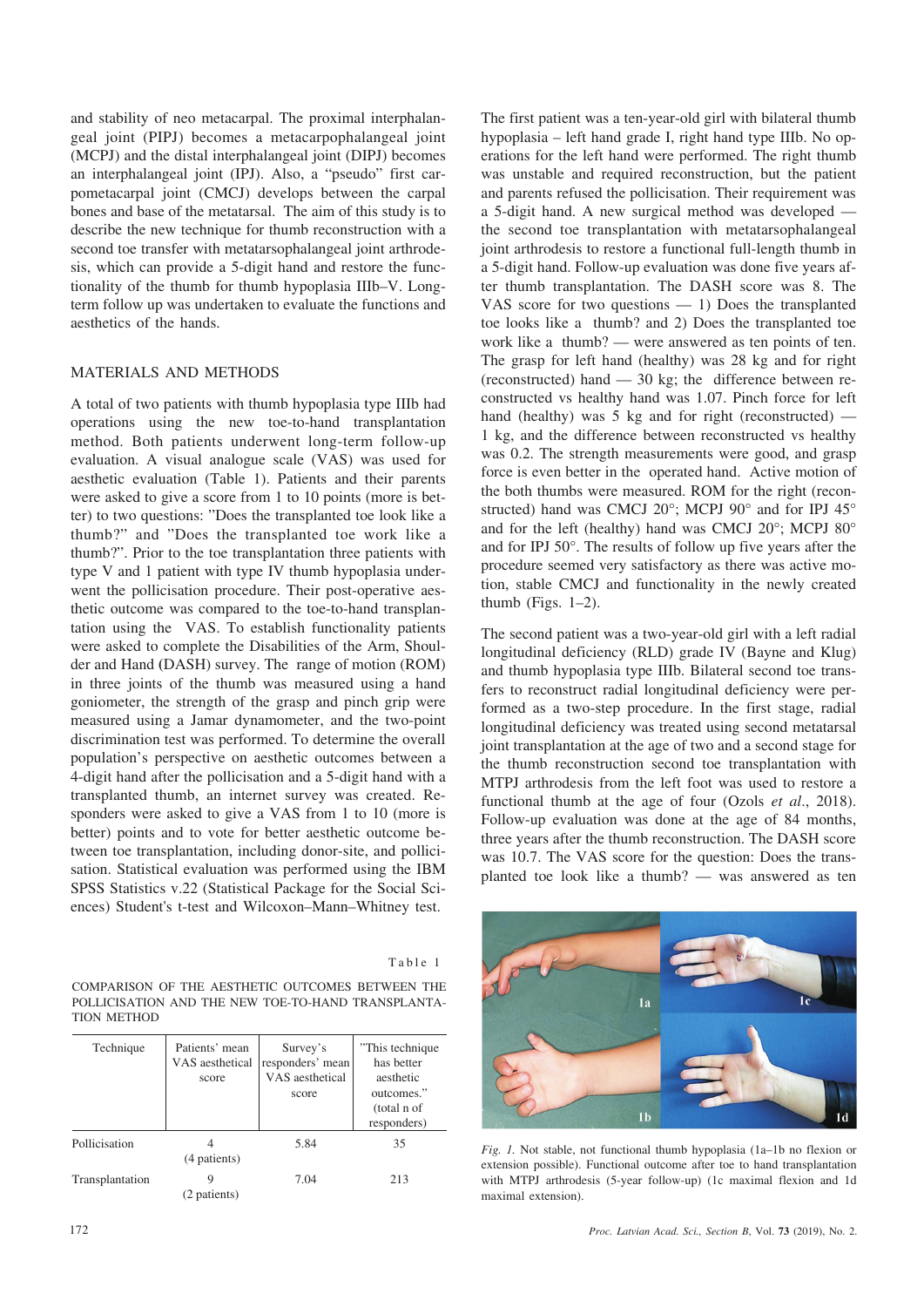and stability of neo metacarpal. The proximal interphalangeal joint (PIPJ) becomes a metacarpophalangeal joint (MCPJ) and the distal interphalangeal joint (DIPJ) becomes an interphalangeal joint (IPJ). Also, a "pseudo" first carpometacarpal joint (CMCJ) develops between the carpal bones and base of the metatarsal. The aim of this study is to describe the new technique for thumb reconstruction with a second toe transfer with metatarsophalangeal joint arthrodesis, which can provide a 5-digit hand and restore the functionality of the thumb for thumb hypoplasia IIIb–V. Long-term follow up was undertaken to evaluate the functions and aesthetics of the hands.

## MATERIALS AND METHODS

A total of two patients with thumb hypoplasia type IIIb had operations using the new toe-to-hand transplantation method. Both patients underwent long-term follow-up evaluation. A visual analogue scale (VAS) was used for aesthetic evaluation (Table 1). Patients and their parents were asked to give a score from 1 to 10 points (more is better) to two questions: "Does the transplanted toe look like a thumb?" and "Does the transplanted toe work like a thumb?". Prior to the toe transplantation three patients with type V and 1 patient with type IV thumb hypoplasia underwent the pollicisation procedure. Their post-operative aesthetic outcome was compared to the toe-to-hand transplantation using the VAS. To establish functionality patients were asked to complete the Disabilities of the Arm, Shoulder and Hand (DASH) survey. The range of motion (ROM) in three joints of the thumb was measured using a hand goniometer, the strength of the grasp and pinch grip were measured using a Jamar dynamometer, and the two-point discrimination test was performed. To determine the overall population's perspective on aesthetic outcomes between a 4-digit hand after the pollicisation and a 5-digit hand with a transplanted thumb, an internet survey was created. Responders were asked to give a VAS from 1 to 10 (more is better) points and to vote for better aesthetic outcome between toe transplantation, including donor-site, and pollicisation. Statistical evaluation was performed using the IBM SPSS Statistics v.22 (Statistical Package for the Social Sciences) Student's t-test and Wilcoxon–Mann–Whitney test.

Table 1

COMPARISON OF THE AESTHETIC OUTCOMES BETWEEN THE POLLICISATION AND THE NEW TOE-TO-HAND TRANSPLANTATION METHOD

| Technique | Patients' mean VAS aesthetical score | Survey's responders' mean VAS aesthetical score | "This technique has better aesthetic outcomes." (total n of responders) |
|---|---|---|---|
| Pollicisation | 4 (4 patients) | 5.84 | 35 |
| Transplantation | 9 (2 patients) | 7.04 | 213 |

The first patient was a ten-year-old girl with bilateral thumb hypoplasia – left hand grade I, right hand type IIIb. No operations for the left hand were performed. The right thumb was unstable and required reconstruction, but the patient and parents refused the pollicisation. Their requirement was a 5-digit hand. A new surgical method was developed — the second toe transplantation with metatarsophalangeal joint arthrodesis to restore a functional full-length thumb in a 5-digit hand. Follow-up evaluation was done five years after thumb transplantation. The DASH score was 8. The VAS score for two questions — 1) Does the transplanted toe looks like a thumb? and 2) Does the transplanted toe work like a thumb? — were answered as ten points of ten. The grasp for left hand (healthy) was 28 kg and for right (reconstructed) hand — 30 kg; the difference between reconstructed vs healthy hand was 1.07. Pinch force for left hand (healthy) was 5 kg and for right (reconstructed) — 1 kg, and the difference between reconstructed vs healthy was 0.2. The strength measurements were good, and grasp force is even better in the operated hand. Active motion of the both thumbs were measured. ROM for the right (reconstructed) hand was CMCJ 20°; MCPJ 90° and for IPJ 45° and for the left (healthy) hand was CMCJ 20°; MCPJ 80° and for IPJ 50°. The results of follow up five years after the procedure seemed very satisfactory as there was active motion, stable CMCJ and functionality in the newly created thumb (Figs. 1–2).

The second patient was a two-year-old girl with a left radial longitudinal deficiency (RLD) grade IV (Bayne and Klug) and thumb hypoplasia type IIIb. Bilateral second toe transfers to reconstruct radial longitudinal deficiency were performed as a two-step procedure. In the first stage, radial longitudinal deficiency was treated using second metatarsal joint transplantation at the age of two and a second stage for the thumb reconstruction second toe transplantation with MTPJ arthrodesis from the left foot was used to restore a functional thumb at the age of four (Ozols *et al*., 2018). Follow-up evaluation was done at the age of 84 months, three years after the thumb reconstruction. The DASH score was 10.7. The VAS score for the question: Does the transplanted toe look like a thumb? — was answered as ten

*Fig. 1.* Not stable, not functional thumb hypoplasia (1a–1b no flexion or extension possible). Functional outcome after toe to hand transplantation with MTPJ arthrodesis (5-year follow-up) (1c maximal flexion and 1d maximal extension).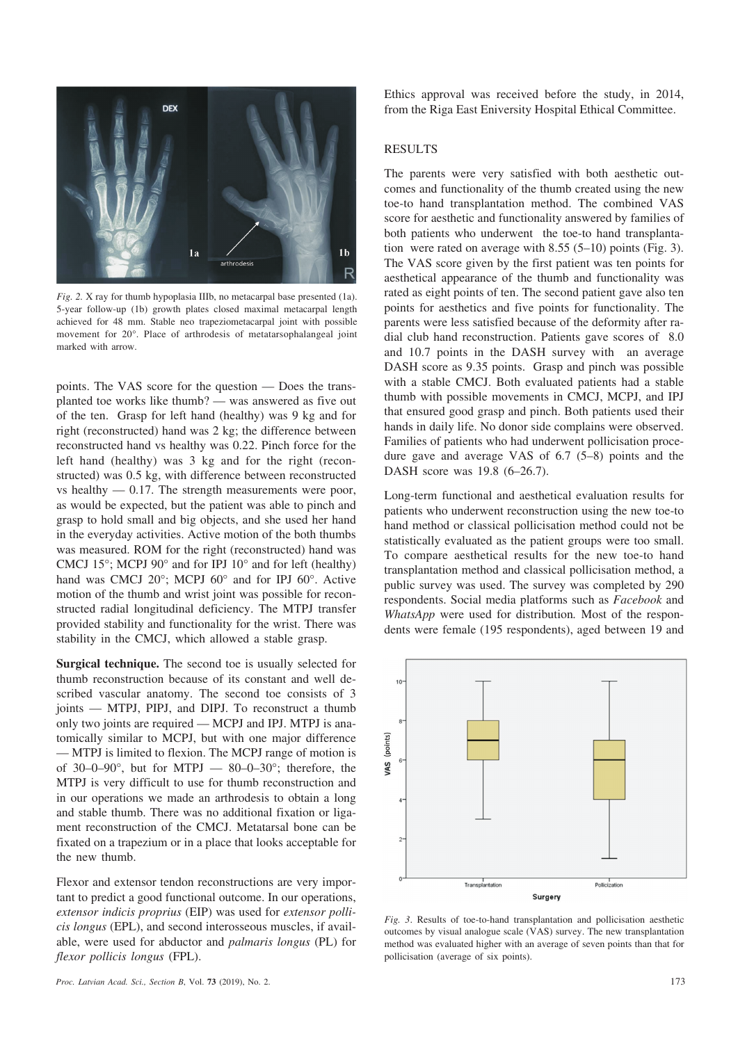*Fig. 2.* X ray for thumb hypoplasia IIIb, no metacarpal base presented (1a). 5-year follow-up (1b) growth plates closed maximal metacarpal length achieved for 48 mm. Stable neo trapeziometacarpal joint with possible movement for 20°. Place of arthrodesis of metatarsophalangeal joint marked with arrow.

points. The VAS score for the question — Does the transplanted toe works like thumb? — was answered as five out of the ten. Grasp for left hand (healthy) was 9 kg and for right (reconstructed) hand was 2 kg; the difference between reconstructed hand vs healthy was 0.22. Pinch force for the left hand (healthy) was 3 kg and for the right (reconstructed) was 0.5 kg, with difference between reconstructed vs healthy — 0.17. The strength measurements were poor, as would be expected, but the patient was able to pinch and grasp to hold small and big objects, and she used her hand in the everyday activities. Active motion of the both thumbs was measured. ROM for the right (reconstructed) hand was CMCJ 15°; MCPJ 90° and for IPJ 10° and for left (healthy) hand was CMCJ 20°; MCPJ 60° and for IPJ 60°. Active motion of the thumb and wrist joint was possible for reconstructed radial longitudinal deficiency. The MTPJ transfer provided stability and functionality for the wrist. There was stability in the CMCJ, which allowed a stable grasp.

**Surgical technique.** The second toe is usually selected for thumb reconstruction because of its constant and well described vascular anatomy. The second toe consists of 3 joints — MTPJ, PIPJ, and DIPJ. To reconstruct a thumb only two joints are required — MCPJ and IPJ. MTPJ is anatomically similar to MCPJ, but with one major difference — MTPJ is limited to flexion. The MCPJ range of motion is of 30–0–90°, but for MTPJ — 80–0–30°; therefore, the MTPJ is very difficult to use for thumb reconstruction and in our operations we made an arthrodesis to obtain a long and stable thumb. There was no additional fixation or ligament reconstruction of the CMCJ. Metatarsal bone can be fixated on a trapezium or in a place that looks acceptable for the new thumb.

Flexor and extensor tendon reconstructions are very important to predict a good functional outcome. In our operations, *extensor indicis proprius* (EIP) was used for *extensor pollicis longus* (EPL), and second interosseous muscles, if available, were used for abductor and *palmaris longus* (PL) for *flexor pollicis longus* (FPL).

Ethics approval was received before the study, in 2014, from the Riga East Eniversity Hospital Ethical Committee.

## RESULTS

The parents were very satisfied with both aesthetic outcomes and functionality of the thumb created using the new toe-to hand transplantation method. The combined VAS score for aesthetic and functionality answered by families of both patients who underwent the toe-to hand transplantation were rated on average with 8.55 (5–10) points (Fig. 3). The VAS score given by the first patient was ten points for aesthetical appearance of the thumb and functionality was rated as eight points of ten. The second patient gave also ten points for aesthetics and five points for functionality. The parents were less satisfied because of the deformity after radial club hand reconstruction. Patients gave scores of 8.0 and 10.7 points in the DASH survey with an average DASH score as 9.35 points. Grasp and pinch was possible with a stable CMCJ. Both evaluated patients had a stable thumb with possible movements in CMCJ, MCPJ, and IPJ that ensured good grasp and pinch. Both patients used their hands in daily life. No donor side complains were observed. Families of patients who had underwent pollicisation procedure gave and average VAS of 6.7 (5–8) points and the DASH score was 19.8 (6–26.7).

Long-term functional and aesthetical evaluation results for patients who underwent reconstruction using the new toe-to hand method or classical pollicisation method could not be statistically evaluated as the patient groups were too small. To compare aesthetical results for the new toe-to hand transplantation method and classical pollicisation method, a public survey was used. The survey was completed by 290 respondents. Social media platforms such as *Facebook* and *WhatsApp* were used for distribution. Most of the respondents were female (195 respondents), aged between 19 and

*Fig. 3.* Results of toe-to-hand transplantation and pollicisation aesthetic outcomes by visual analogue scale (VAS) survey. The new transplantation method was evaluated higher with an average of seven points than that for pollicisation (average of six points).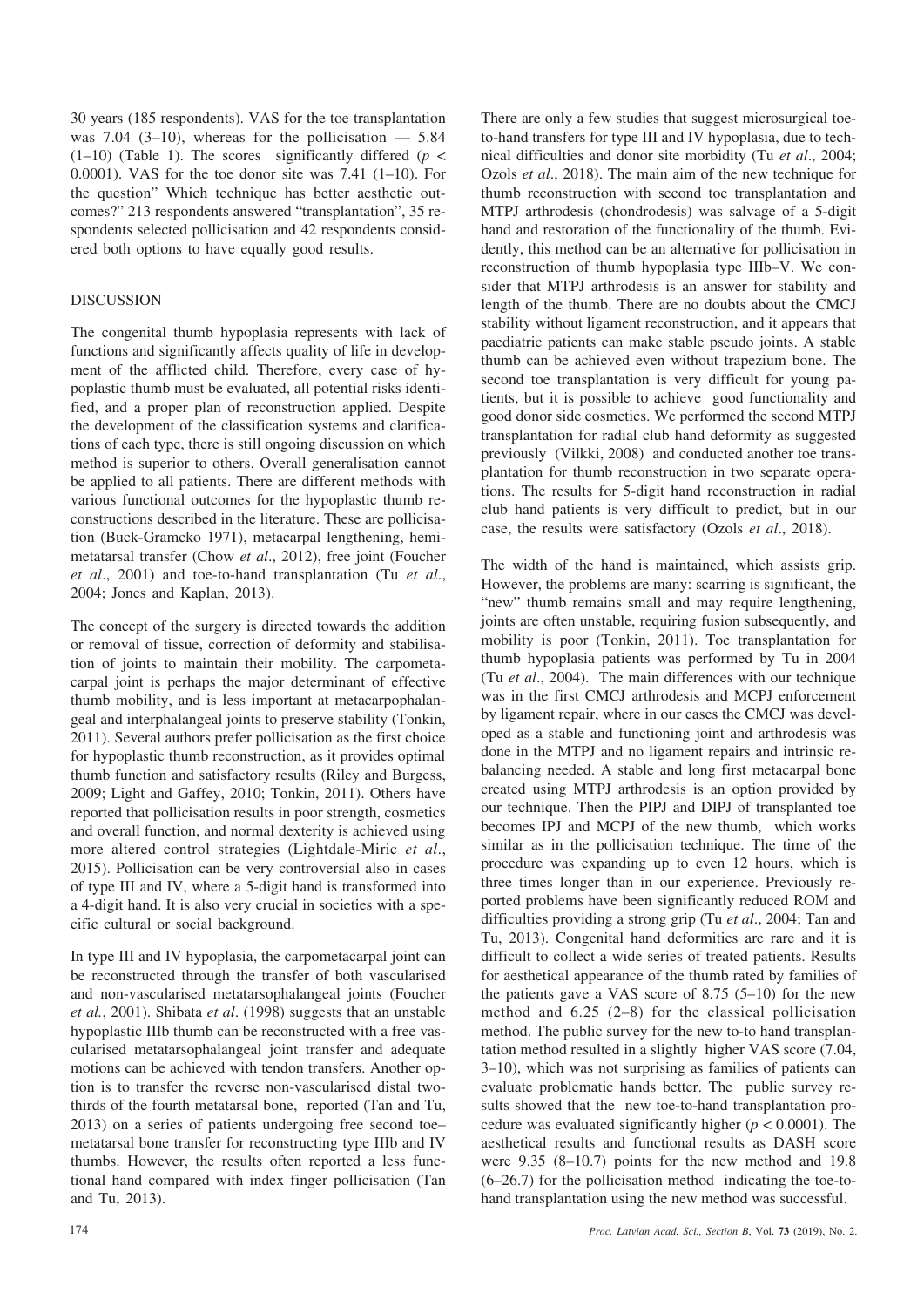30 years (185 respondents). VAS for the toe transplantation was 7.04 (3–10), whereas for the pollicisation — 5.84 (1–10) (Table 1). The scores significantly differed ($p < 0.0001$). VAS for the toe donor site was 7.41 (1–10). For the question" Which technique has better aesthetic outcomes?" 213 respondents answered "transplantation", 35 respondents selected pollicisation and 42 respondents considered both options to have equally good results.

## DISCUSSION

The congenital thumb hypoplasia represents with lack of functions and significantly affects quality of life in development of the afflicted child. Therefore, every case of hypoplastic thumb must be evaluated, all potential risks identified, and a proper plan of reconstruction applied. Despite the development of the classification systems and clarifications of each type, there is still ongoing discussion on which method is superior to others. Overall generalisation cannot be applied to all patients. There are different methods with various functional outcomes for the hypoplastic thumb reconstructions described in the literature. These are pollicisation (Buck-Gramcko 1971), metacarpal lengthening, hemimetatarsal transfer (Chow *et al*., 2012), free joint (Foucher *et al*., 2001) and toe-to-hand transplantation (Tu *et al*., 2004; Jones and Kaplan, 2013).

The concept of the surgery is directed towards the addition or removal of tissue, correction of deformity and stabilisation of joints to maintain their mobility. The carpometacarpal joint is perhaps the major determinant of effective thumb mobility, and is less important at metacarpophalangeal and interphalangeal joints to preserve stability (Tonkin, 2011). Several authors prefer pollicisation as the first choice for hypoplastic thumb reconstruction, as it provides optimal thumb function and satisfactory results (Riley and Burgess, 2009; Light and Gaffey, 2010; Tonkin, 2011). Others have reported that pollicisation results in poor strength, cosmetics and overall function, and normal dexterity is achieved using more altered control strategies (Lightdale-Miric *et al*., 2015). Pollicisation can be very controversial also in cases of type III and IV, where a 5-digit hand is transformed into a 4-digit hand. It is also very crucial in societies with a specific cultural or social background.

In type III and IV hypoplasia, the carpometacarpal joint can be reconstructed through the transfer of both vascularised and non-vascularised metatarsophalangeal joints (Foucher *et al.*, 2001). Shibata *et al*. (1998) suggests that an unstable hypoplastic IIIb thumb can be reconstructed with a free vascularised metatarsophalangeal joint transfer and adequate motions can be achieved with tendon transfers. Another option is to transfer the reverse non-vascularised distal two-thirds of the fourth metatarsal bone, reported (Tan and Tu, 2013) on a series of patients undergoing free second toe–metatarsal bone transfer for reconstructing type IIIb and IV thumbs. However, the results often reported a less functional hand compared with index finger pollicisation (Tan and Tu, 2013).

There are only a few studies that suggest microsurgical toe-to-hand transfers for type III and IV hypoplasia, due to technical difficulties and donor site morbidity (Tu *et al*., 2004; Ozols *et al*., 2018). The main aim of the new technique for thumb reconstruction with second toe transplantation and MTPJ arthrodesis (chondrodesis) was salvage of a 5-digit hand and restoration of the functionality of the thumb. Evidently, this method can be an alternative for pollicisation in reconstruction of thumb hypoplasia type IIIb–V. We consider that MTPJ arthrodesis is an answer for stability and length of the thumb. There are no doubts about the CMCJ stability without ligament reconstruction, and it appears that paediatric patients can make stable pseudo joints. A stable thumb can be achieved even without trapezium bone. The second toe transplantation is very difficult for young patients, but it is possible to achieve good functionality and good donor side cosmetics. We performed the second MTPJ transplantation for radial club hand deformity as suggested previously (Vilkki, 2008) and conducted another toe transplantation for thumb reconstruction in two separate operations. The results for 5-digit hand reconstruction in radial club hand patients is very difficult to predict, but in our case, the results were satisfactory (Ozols *et al*., 2018).

The width of the hand is maintained, which assists grip. However, the problems are many: scarring is significant, the "new" thumb remains small and may require lengthening, joints are often unstable, requiring fusion subsequently, and mobility is poor (Tonkin, 2011). Toe transplantation for thumb hypoplasia patients was performed by Tu in 2004 (Tu *et al*., 2004). The main differences with our technique was in the first CMCJ arthrodesis and MCPJ enforcement by ligament repair, where in our cases the CMCJ was developed as a stable and functioning joint and arthrodesis was done in the MTPJ and no ligament repairs and intrinsic rebalancing needed. A stable and long first metacarpal bone created using MTPJ arthrodesis is an option provided by our technique. Then the PIPJ and DIPJ of transplanted toe becomes IPJ and MCPJ of the new thumb, which works similar as in the pollicisation technique. The time of the procedure was expanding up to even 12 hours, which is three times longer than in our experience. Previously reported problems have been significantly reduced ROM and difficulties providing a strong grip (Tu *et al*., 2004; Tan and Tu, 2013). Congenital hand deformities are rare and it is difficult to collect a wide series of treated patients. Results for aesthetical appearance of the thumb rated by families of the patients gave a VAS score of 8.75 (5–10) for the new method and 6.25 (2–8) for the classical pollicisation method. The public survey for the new to-to hand transplantation method resulted in a slightly higher VAS score (7.04, 3–10), which was not surprising as families of patients can evaluate problematic hands better. The public survey results showed that the new toe-to-hand transplantation procedure was evaluated significantly higher ($p < 0.0001$). The aesthetical results and functional results as DASH score were 9.35 (8–10.7) points for the new method and 19.8 (6–26.7) for the pollicisation method indicating the toe-to-hand transplantation using the new method was successful.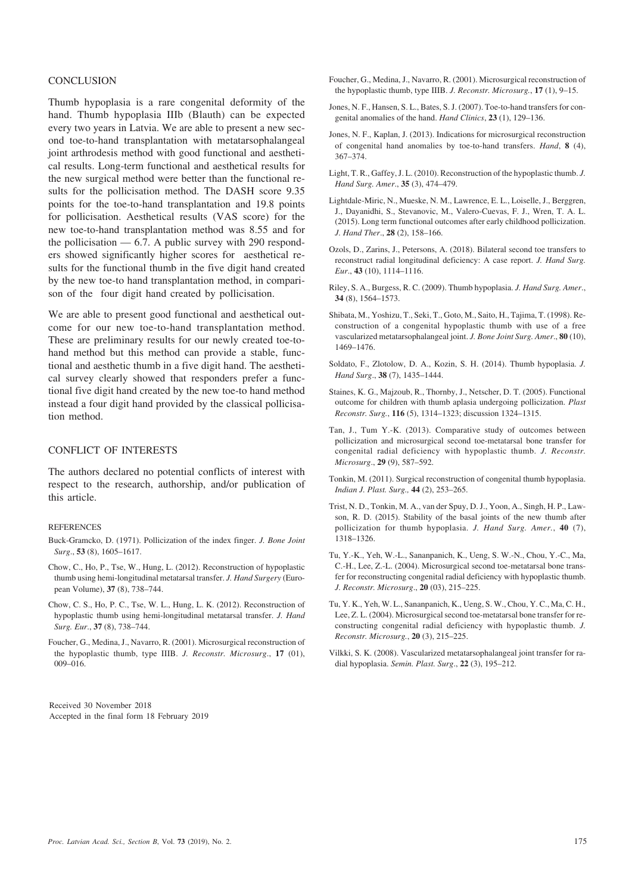## CONCLUSION

Thumb hypoplasia is a rare congenital deformity of the hand. Thumb hypoplasia IIIb (Blauth) can be expected every two years in Latvia. We are able to present a new second toe-to-hand transplantation with metatarsophalangeal joint arthrodesis method with good functional and aesthetical results. Long-term functional and aesthetical results for the new surgical method were better than the functional results for the pollicisation method. The DASH score 9.35 points for the toe-to-hand transplantation and 19.8 points for pollicisation. Aesthetical results (VAS score) for the new toe-to-hand transplantation method was 8.55 and for the pollicisation — 6.7. A public survey with 290 responders showed significantly higher scores for aesthetical results for the functional thumb in the five digit hand created by the new toe-to hand transplantation method, in comparison of the four digit hand created by pollicisation.

We are able to present good functional and aesthetical outcome for our new toe-to-hand transplantation method. These are preliminary results for our newly created toe-to-hand method but this method can provide a stable, functional and aesthetic thumb in a five digit hand. The aesthetical survey clearly showed that responders prefer a functional five digit hand created by the new toe-to hand method instead a four digit hand provided by the classical pollicisation method.

## CONFLICT OF INTERESTS

The authors declared no potential conflicts of interest with respect to the research, authorship, and/or publication of this article.

### REFERENCES

Buck-Gramcko, D. (1971). Pollicization of the index finger. *J. Bone Joint Surg*., **53** (8), 1605–1617.

Chow, C., Ho, P., Tse, W., Hung, L. (2012). Reconstruction of hypoplastic thumb using hemi-longitudinal metatarsal transfer. *J. Hand Surgery* (European Volume), **37** (8), 738–744.

Chow, C. S., Ho, P. C., Tse, W. L., Hung, L. K. (2012). Reconstruction of hypoplastic thumb using hemi-longitudinal metatarsal transfer. *J. Hand Surg. Eur*., **37** (8), 738–744.

Foucher, G., Medina, J., Navarro, R. (2001). Microsurgical reconstruction of the hypoplastic thumb, type IIIB. *J. Reconstr. Microsurg*., **17** (01), 009–016.

Foucher, G., Medina, J., Navarro, R. (2001). Microsurgical reconstruction of the hypoplastic thumb, type IIIB. *J. Reconstr. Microsurg.*, **17** (1), 9–15.

Jones, N. F., Hansen, S. L., Bates, S. J. (2007). Toe-to-hand transfers for congenital anomalies of the hand. *Hand Clinics*, **23** (1), 129–136.

Jones, N. F., Kaplan, J. (2013). Indications for microsurgical reconstruction of congenital hand anomalies by toe-to-hand transfers. *Hand*, **8** (4), 367–374.

Light, T. R., Gaffey, J. L. (2010). Reconstruction of the hypoplastic thumb. *J. Hand Surg. Amer*., **35** (3), 474–479.

Lightdale-Miric, N., Mueske, N. M., Lawrence, E. L., Loiselle, J., Berggren, J., Dayanidhi, S., Stevanovic, M., Valero-Cuevas, F. J., Wren, T. A. L. (2015). Long term functional outcomes after early childhood pollicization. *J. Hand Ther*., **28** (2), 158–166.

Ozols, D., Zarins, J., Petersons, A. (2018). Bilateral second toe transfers to reconstruct radial longitudinal deficiency: A case report. *J. Hand Surg. Eur*., **43** (10), 1114–1116.

Riley, S. A., Burgess, R. C. (2009). Thumb hypoplasia. *J. Hand Surg. Amer*., **34** (8), 1564–1573.

Shibata, M., Yoshizu, T., Seki, T., Goto, M., Saito, H., Tajima, T. (1998). Reconstruction of a congenital hypoplastic thumb with use of a free vascularized metatarsophalangeal joint. *J. Bone Joint Surg. Amer*., **80** (10), 1469–1476.

Soldato, F., Zlotolow, D. A., Kozin, S. H. (2014). Thumb hypoplasia. *J. Hand Surg*., **38** (7), 1435–1444.

Staines, K. G., Majzoub, R., Thornby, J., Netscher, D. T. (2005). Functional outcome for children with thumb aplasia undergoing pollicization. *Plast Reconstr. Surg.*, **116** (5), 1314–1323; discussion 1324–1315.

Tan, J., Tum Y.-K. (2013). Comparative study of outcomes between pollicization and microsurgical second toe-metatarsal bone transfer for congenital radial deficiency with hypoplastic thumb. *J. Reconstr. Microsurg*., **29** (9), 587–592.

Tonkin, M. (2011). Surgical reconstruction of congenital thumb hypoplasia. *Indian J. Plast. Surg.,* **44** (2), 253–265.

Trist, N. D., Tonkin, M. A., van der Spuy, D. J., Yoon, A., Singh, H. P., Lawson, R. D. (2015). Stability of the basal joints of the new thumb after pollicization for thumb hypoplasia. *J. Hand Surg. Amer.*, **40** (7), 1318–1326.

Tu, Y.-K., Yeh, W.-L., Sananpanich, K., Ueng, S. W.-N., Chou, Y.-C., Ma, C.-H., Lee, Z.-L. (2004). Microsurgical second toe-metatarsal bone transfer for reconstructing congenital radial deficiency with hypoplastic thumb. *J. Reconstr. Microsurg*., **20** (03), 215–225.

Tu, Y. K., Yeh, W. L., Sananpanich, K., Ueng, S. W., Chou, Y. C., Ma, C. H., Lee, Z. L. (2004). Microsurgical second toe-metatarsal bone transfer for reconstructing congenital radial deficiency with hypoplastic thumb. *J. Reconstr. Microsurg.*, **20** (3), 215–225.

Vilkki, S. K. (2008). Vascularized metatarsophalangeal joint transfer for radial hypoplasia. *Semin. Plast. Surg*., **22** (3), 195–212.

Received 30 November 2018
Accepted in the final form 18 February 2019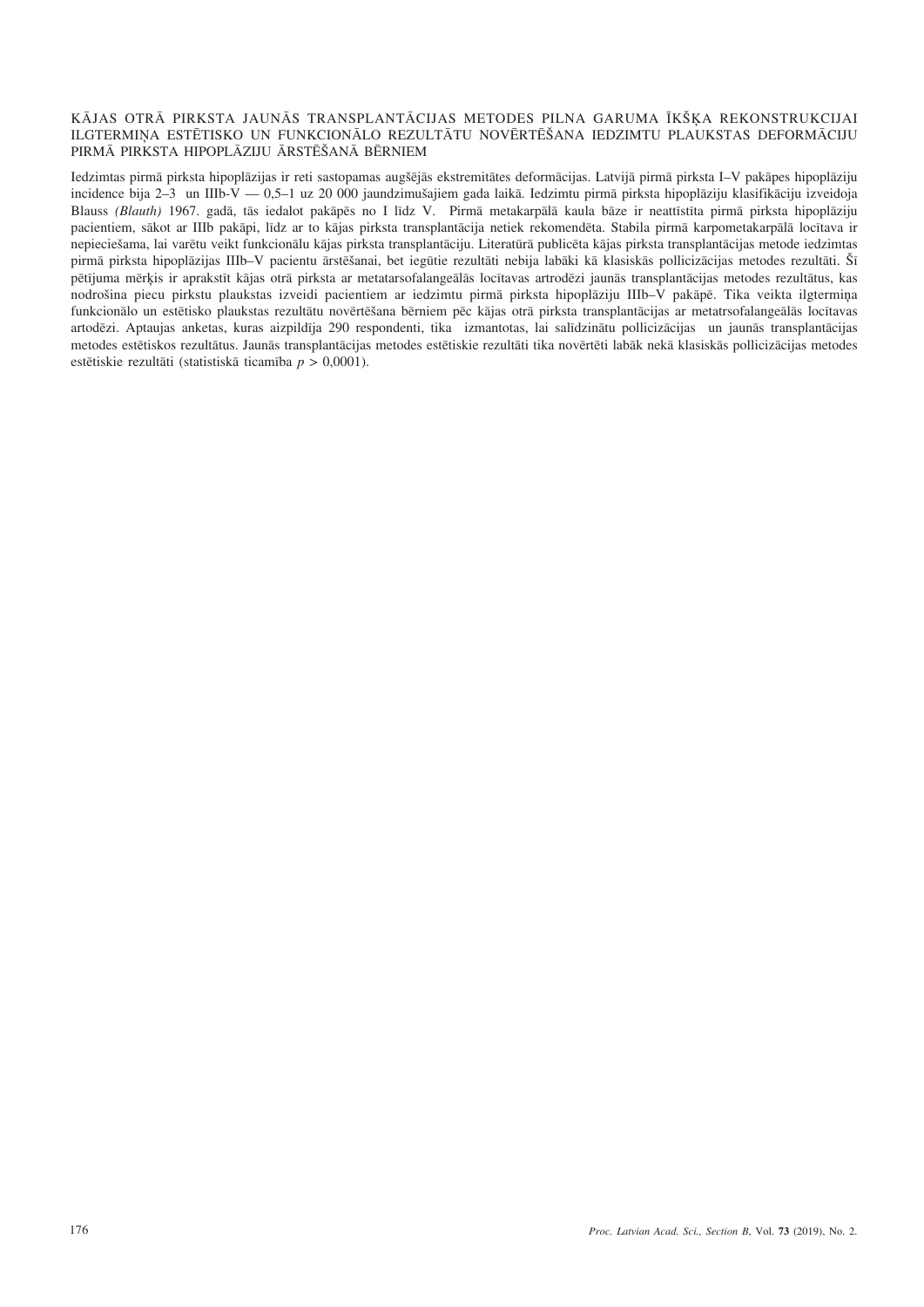## KĀJAS OTRĀ PIRKSTA JAUNĀS TRANSPLANTĀCIJAS METODES PILNA GARUMA ĪKŠĶA REKONSTRUKCIJAI ILGTERMIŅA ESTĒTISKO UN FUNKCIONĀLO REZULTĀTU NOVĒRTĒŠANA IEDZIMTU PLAUKSTAS DEFORMĀCIJU PIRMĀ PIRKSTA HIPOPLĀZIJU ĀRSTĒŠANĀ BĒRNIEM

Iedzimtas pirmā pirksta hipoplāzijas ir reti sastopamas augšējās ekstremitātes deformācijas. Latvijā pirmā pirksta I–V pakāpes hipoplāziju incidence bija 2–3 un IIIb-V — 0,5–1 uz 20 000 jaundzimušajiem gada laikā. Iedzimtu pirmā pirksta hipoplāziju klasifikāciju izveidoja Blauss *(Blauth)* 1967. gadā, tās iedalot pakāpēs no I līdz V. Pirmā metakarpālā kaula bāze ir neattīstīta pirmā pirksta hipoplāziju pacientiem, sākot ar IIIb pakāpi, līdz ar to kājas pirksta transplantācija netiek rekomendēta. Stabila pirmā karpometakarpālā locītava ir nepieciešama, lai varētu veikt funkcionālu kājas pirksta transplantāciju. Literatūrā publicēta kājas pirksta transplantācijas metode iedzimtas pirmā pirksta hipoplāzijas IIIb–V pacientu ārstēšanai, bet iegūtie rezultāti nebija labāki kā klasiskās pollicizācijas metodes rezultāti. Šī pētījuma mērķis ir aprakstīt kājas otrā pirksta ar metatarsofalangeālās locītavas artrodēzi jaunās transplantācijas metodes rezultātus, kas nodrošina piecu pirkstu plaukstas izveidi pacientiem ar iedzimtu pirmā pirksta hipoplāziju IIIb–V pakāpē. Tika veikta ilgtermiņa funkcionālo un estētisko plaukstas rezultātu novērtēšana bērniem pēc kājas otrā pirksta transplantācijas ar metatrsofalangeālās locītavas artodēzi. Aptaujas anketas, kuras aizpildīja 290 respondenti, tika izmantotas, lai salīdzinātu pollicizācijas un jaunās transplantācijas metodes estētiskos rezultātus. Jaunās transplantācijas metodes estētiskie rezultāti tika novērtēti labāk nekā klasiskās pollicizācijas metodes estētiskie rezultāti (statistiskā ticamība $p > 0{,}0001$).